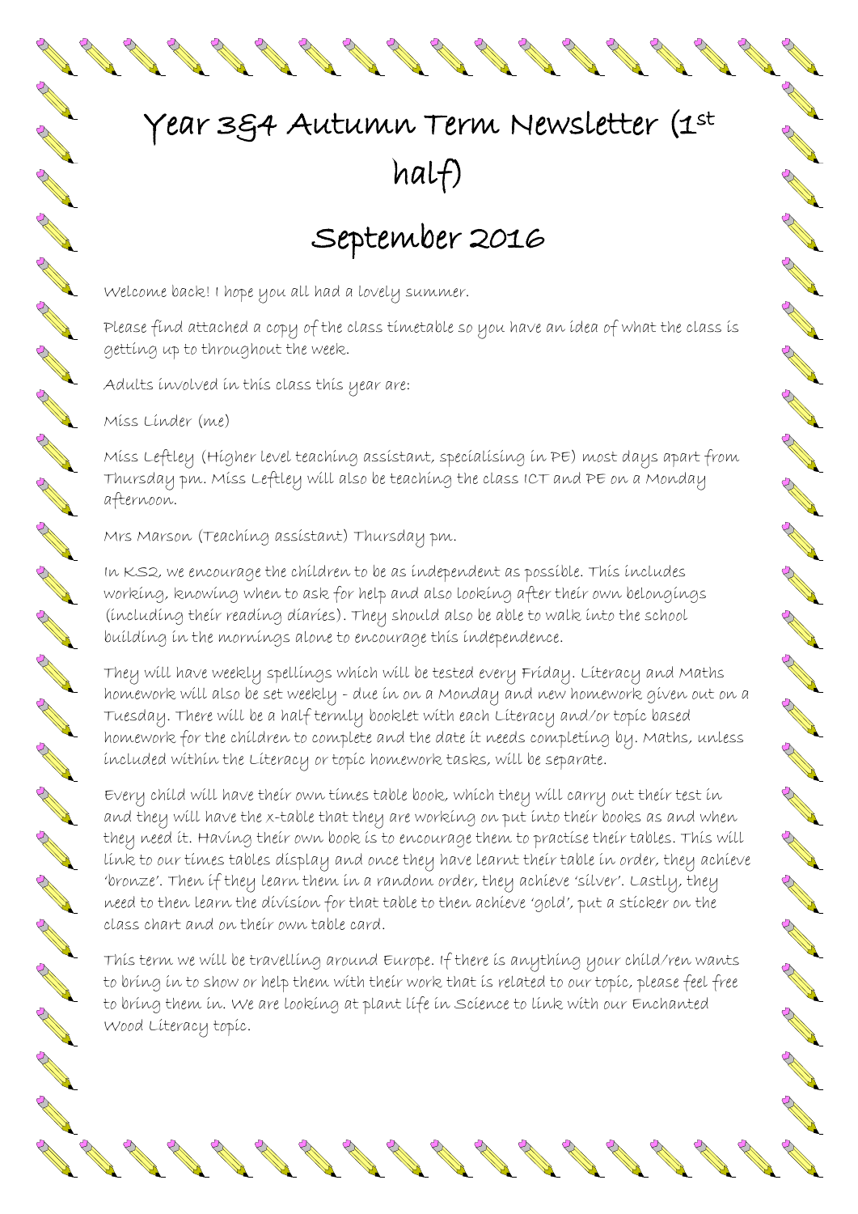# Year 3&4 Autumn Term Newsletter (1st half)

## September 2016

Welcome back! I hope you all had a lovely summer.

Please find attached a copy of the class timetable so you have an idea of what the class is getting up to throughout the week.

Adults involved in this class this year are:

Miss Linder (me)

Miss Leftley (Higher level teaching assistant, specialising in PE) most days apart from Thursday pm. Miss Leftley will also be teaching the class ICT and PE on a Monday afternoon.

Mrs Marson (Teaching assistant) Thursday pm.

In KS2, we encourage the children to be as independent as possible. This includes working, knowing when to ask for help and also looking after their own belongings (including their reading diaries). They should also be able to walk into the school building in the mornings alone to encourage this independence.

They will have weekly spellings which will be tested every Friday. Literacy and Maths homework will also be set weekly - due in on a Monday and new homework given out on a Tuesday. There will be a half termly booklet with each Literacy and/or topic based homework for the children to complete and the date it needs completing by. Maths, unless included within the Literacy or topic homework tasks, will be separate.

Every child will have their own times table book, which they will carry out their test in and they will have the x-table that they are working on put into their books as and when they need it. Having their own book is to encourage them to practise their tables. This will link to our times tables display and once they have learnt their table in order, they achieve 'bronze'. Then if they learn them in a random order, they achieve 'silver'. Lastly, they need to then learn the division for that table to then achieve 'gold', put a sticker on the class chart and on their own table card.

This term we will be travelling around Europe. If there is anything your child/ren wants to bring in to show or help them with their work that is related to our topic, please feel free to bring them in. We are looking at plant life in Science to link with our Enchanted Wood Literacy topic.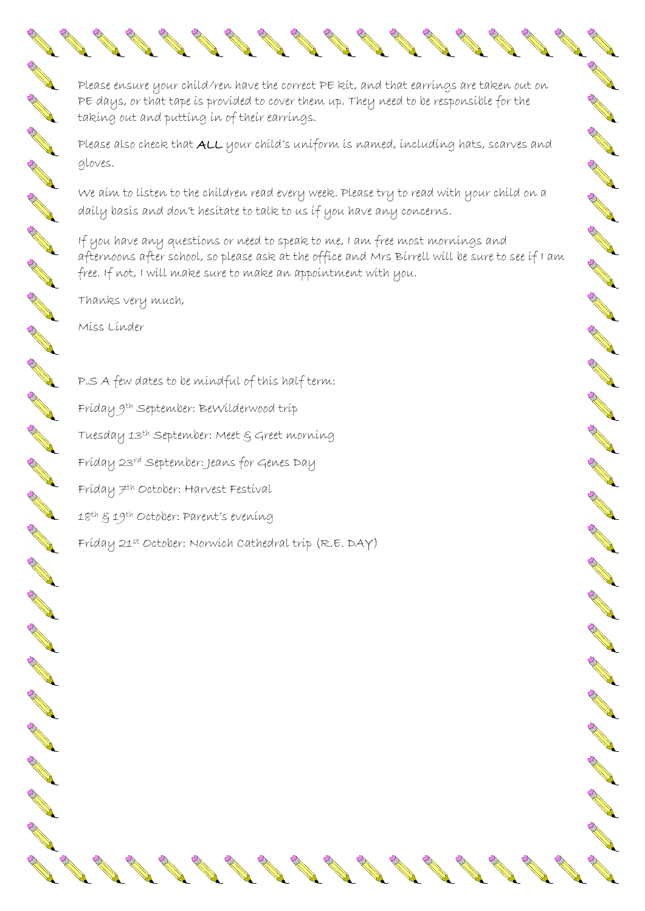Please ensure your child/ren have the correct PE kit, and that earrings are taken out on PE days, or that tape is provided to cover them up. They need to be responsible for the taking out and putting in of their earrings.

Please also check that **ALL** your child's uniform is named, including hats, scarves and gloves.

We aim to listen to the children read every week. Please try to read with your child on a daily basis and don't hesitate to talk to us if you have any concerns.

If you have any questions or need to speak to me, I am free most mornings and afternoons after school, so please ask at the office and Mrs Birrell will be sure to see if I am free. If not, I will make sure to make an appointment with you.

Thanks very much,

Miss Linder

P.S A few dates to be mindful of this half term:

Friday 9th September: BeWilderwood trip

Tuesday 13th September: Meet & Greet morning

Friday 23rd September: Jeans for Genes Day

Friday 7th October: Harvest Festival

18th & 19th October: Parent's evening

Friday 21st October: Norwich Cathedral trip (R.E. DAY)